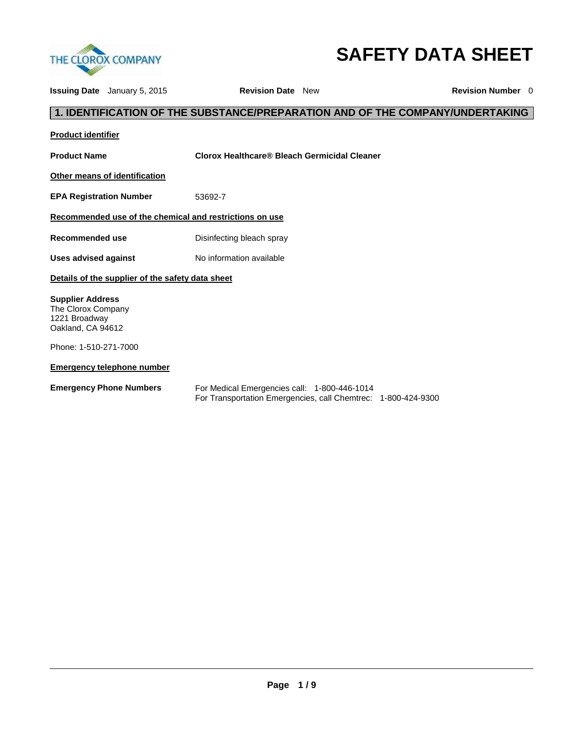# SAFETY DATA SHEET

**Issuing Date** January 5, 2015 **Revision Date** New **Revision Number** 0

## 1. IDENTIFICATION OF THE SUBSTANCE/PREPARATION AND OF THE COMPANY/UNDERTAKING

**Product identifier**

**Product Name** **Clorox Healthcare® Bleach Germicidal Cleaner**

**Other means of identification**

**EPA Registration Number** 53692-7

**Recommended use of the chemical and restrictions on use**

**Recommended use** Disinfecting bleach spray

**Uses advised against** No information available

**Details of the supplier of the safety data sheet**

**Supplier Address**
The Clorox Company
1221 Broadway
Oakland, CA 94612

Phone: 1-510-271-7000

**Emergency telephone number**

**Emergency Phone Numbers** For Medical Emergencies call: 1-800-446-1014
For Transportation Emergencies, call Chemtrec: 1-800-424-9300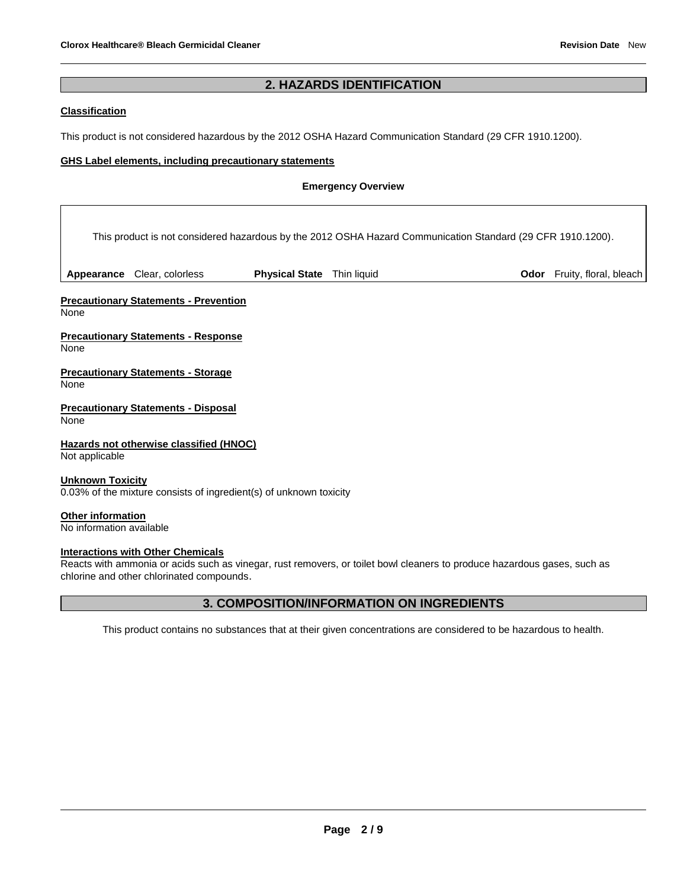## 2. HAZARDS IDENTIFICATION

**Classification**

This product is not considered hazardous by the 2012 OSHA Hazard Communication Standard (29 CFR 1910.1200).

**GHS Label elements, including precautionary statements**

**Emergency Overview**

This product is not considered hazardous by the 2012 OSHA Hazard Communication Standard (29 CFR 1910.1200).

| **Appearance** Clear, colorless | **Physical State** Thin liquid | **Odor** Fruity, floral, bleach |
|---|---|---|

**Precautionary Statements - Prevention**
None

**Precautionary Statements - Response**
None

**Precautionary Statements - Storage**
None

**Precautionary Statements - Disposal**
None

**Hazards not otherwise classified (HNOC)**
Not applicable

**Unknown Toxicity**
0.03% of the mixture consists of ingredient(s) of unknown toxicity

**Other information**
No information available

**Interactions with Other Chemicals**
Reacts with ammonia or acids such as vinegar, rust removers, or toilet bowl cleaners to produce hazardous gases, such as chlorine and other chlorinated compounds.

## 3. COMPOSITION/INFORMATION ON INGREDIENTS

This product contains no substances that at their given concentrations are considered to be hazardous to health.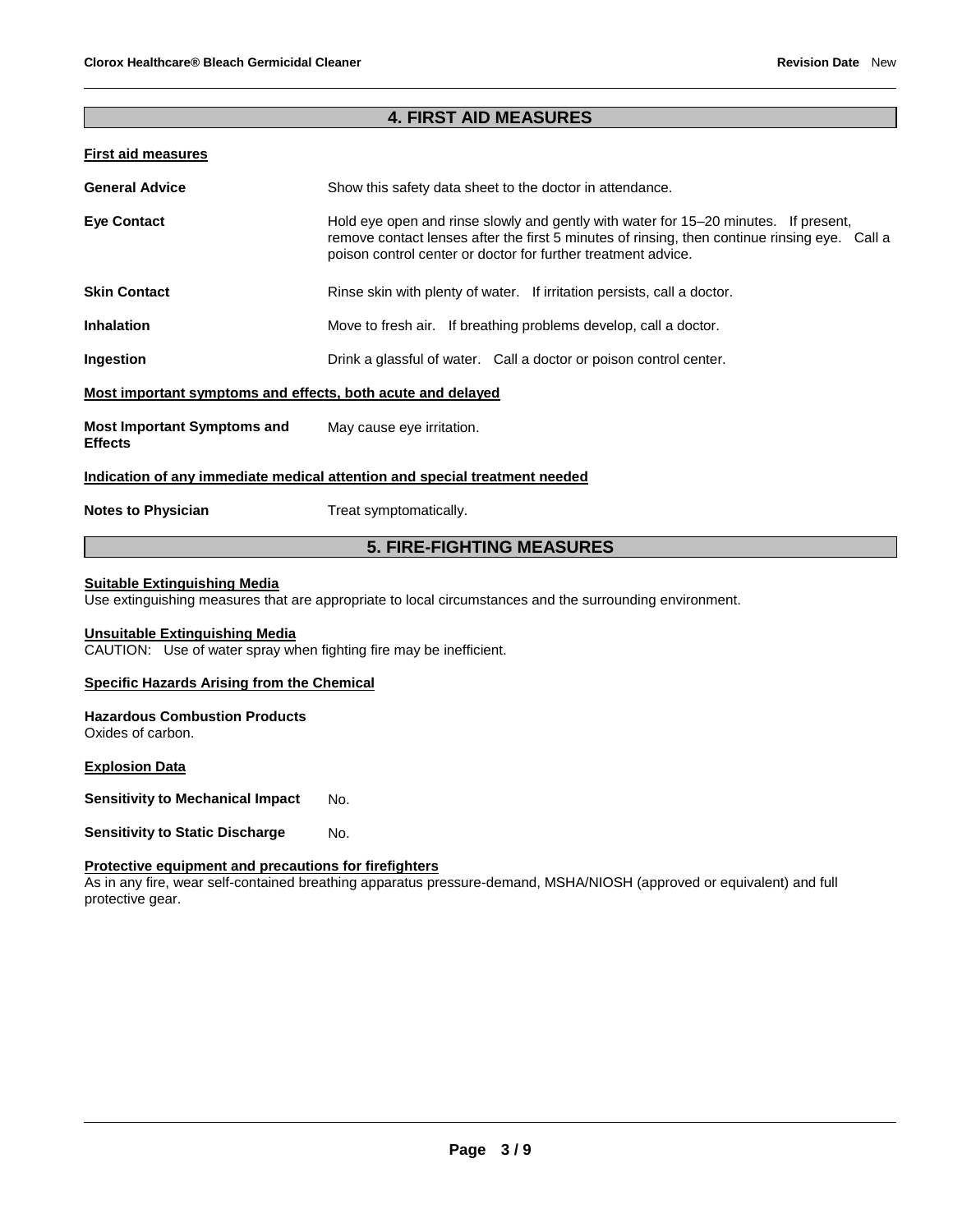## 4. FIRST AID MEASURES

### First aid measures

**General Advice** Show this safety data sheet to the doctor in attendance.

**Eye Contact** Hold eye open and rinse slowly and gently with water for 15–20 minutes. If present, remove contact lenses after the first 5 minutes of rinsing, then continue rinsing eye. Call a poison control center or doctor for further treatment advice.

**Skin Contact** Rinse skin with plenty of water. If irritation persists, call a doctor.

**Inhalation** Move to fresh air. If breathing problems develop, call a doctor.

**Ingestion** Drink a glassful of water. Call a doctor or poison control center.

### Most important symptoms and effects, both acute and delayed

**Most Important Symptoms and Effects** May cause eye irritation.

### Indication of any immediate medical attention and special treatment needed

**Notes to Physician** Treat symptomatically.

## 5. FIRE-FIGHTING MEASURES

### Suitable Extinguishing Media

Use extinguishing measures that are appropriate to local circumstances and the surrounding environment.

### Unsuitable Extinguishing Media

CAUTION: Use of water spray when fighting fire may be inefficient.

### Specific Hazards Arising from the Chemical

**Hazardous Combustion Products**
Oxides of carbon.

### Explosion Data

**Sensitivity to Mechanical Impact** No.

**Sensitivity to Static Discharge** No.

### Protective equipment and precautions for firefighters

As in any fire, wear self-contained breathing apparatus pressure-demand, MSHA/NIOSH (approved or equivalent) and full protective gear.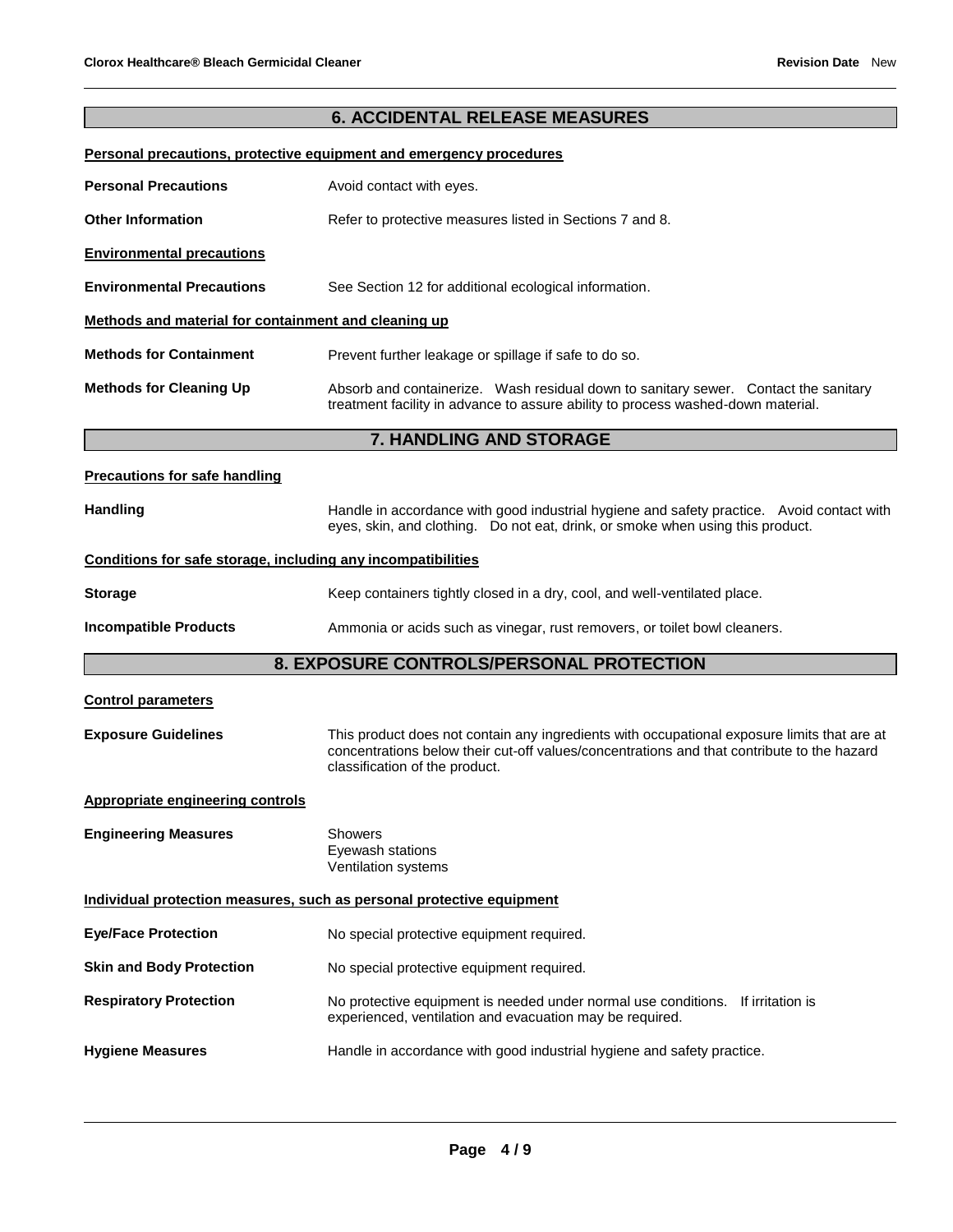## 6. ACCIDENTAL RELEASE MEASURES

**Personal precautions, protective equipment and emergency procedures**

**Personal Precautions** Avoid contact with eyes.

**Other Information** Refer to protective measures listed in Sections 7 and 8.

**Environmental precautions**

**Environmental Precautions** See Section 12 for additional ecological information.

**Methods and material for containment and cleaning up**

**Methods for Containment** Prevent further leakage or spillage if safe to do so.

**Methods for Cleaning Up** Absorb and containerize. Wash residual down to sanitary sewer. Contact the sanitary treatment facility in advance to assure ability to process washed-down material.

## 7. HANDLING AND STORAGE

**Precautions for safe handling**

**Handling** Handle in accordance with good industrial hygiene and safety practice. Avoid contact with eyes, skin, and clothing. Do not eat, drink, or smoke when using this product.

**Conditions for safe storage, including any incompatibilities**

**Storage** Keep containers tightly closed in a dry, cool, and well-ventilated place.

**Incompatible Products** Ammonia or acids such as vinegar, rust removers, or toilet bowl cleaners.

## 8. EXPOSURE CONTROLS/PERSONAL PROTECTION

**Control parameters**

**Exposure Guidelines** This product does not contain any ingredients with occupational exposure limits that are at concentrations below their cut-off values/concentrations and that contribute to the hazard classification of the product.

**Appropriate engineering controls**

**Engineering Measures** Showers
Eyewash stations
Ventilation systems

**Individual protection measures, such as personal protective equipment**

**Eye/Face Protection** No special protective equipment required.

**Skin and Body Protection** No special protective equipment required.

**Respiratory Protection** No protective equipment is needed under normal use conditions. If irritation is experienced, ventilation and evacuation may be required.

**Hygiene Measures** Handle in accordance with good industrial hygiene and safety practice.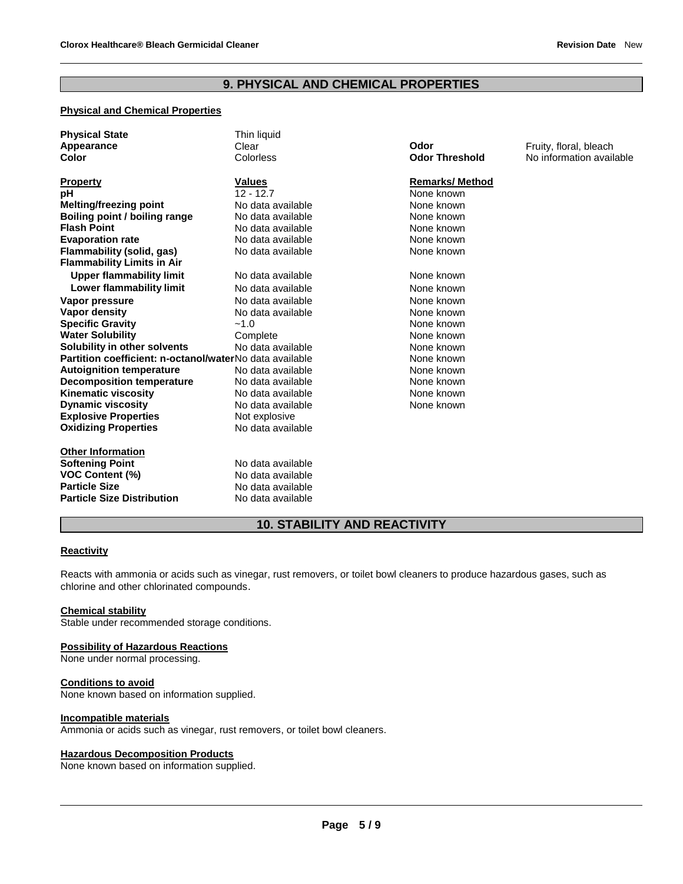## 9. PHYSICAL AND CHEMICAL PROPERTIES

### Physical and Chemical Properties

| | | | |
|---|---|---|---|
| **Physical State** | Thin liquid | | |
| **Appearance** | Clear | **Odor** | Fruity, floral, bleach |
| **Color** | Colorless | **Odor Threshold** | No information available |

| **Property** | **Values** | **Remarks/ Method** |
|---|---|---|
| **pH** | 12 - 12.7 | None known |
| **Melting/freezing point** | No data available | None known |
| **Boiling point / boiling range** | No data available | None known |
| **Flash Point** | No data available | None known |
| **Evaporation rate** | No data available | None known |
| **Flammability (solid, gas)** | No data available | None known |
| **Flammability Limits in Air** | | |
| **Upper flammability limit** | No data available | None known |
| **Lower flammability limit** | No data available | None known |
| **Vapor pressure** | No data available | None known |
| **Vapor density** | No data available | None known |
| **Specific Gravity** | ~1.0 | None known |
| **Water Solubility** | Complete | None known |
| **Solubility in other solvents** | No data available | None known |
| **Partition coefficient: n-octanol/water** | No data available | None known |
| **Autoignition temperature** | No data available | None known |
| **Decomposition temperature** | No data available | None known |
| **Kinematic viscosity** | No data available | None known |
| **Dynamic viscosity** | No data available | None known |
| **Explosive Properties** | Not explosive | |
| **Oxidizing Properties** | No data available | |

**Other Information**

| | |
|---|---|
| **Softening Point** | No data available |
| **VOC Content (%)** | No data available |
| **Particle Size** | No data available |
| **Particle Size Distribution** | No data available |

## 10. STABILITY AND REACTIVITY

### Reactivity

Reacts with ammonia or acids such as vinegar, rust removers, or toilet bowl cleaners to produce hazardous gases, such as chlorine and other chlorinated compounds.

### Chemical stability

Stable under recommended storage conditions.

### Possibility of Hazardous Reactions

None under normal processing.

### Conditions to avoid

None known based on information supplied.

### Incompatible materials

Ammonia or acids such as vinegar, rust removers, or toilet bowl cleaners.

### Hazardous Decomposition Products

None known based on information supplied.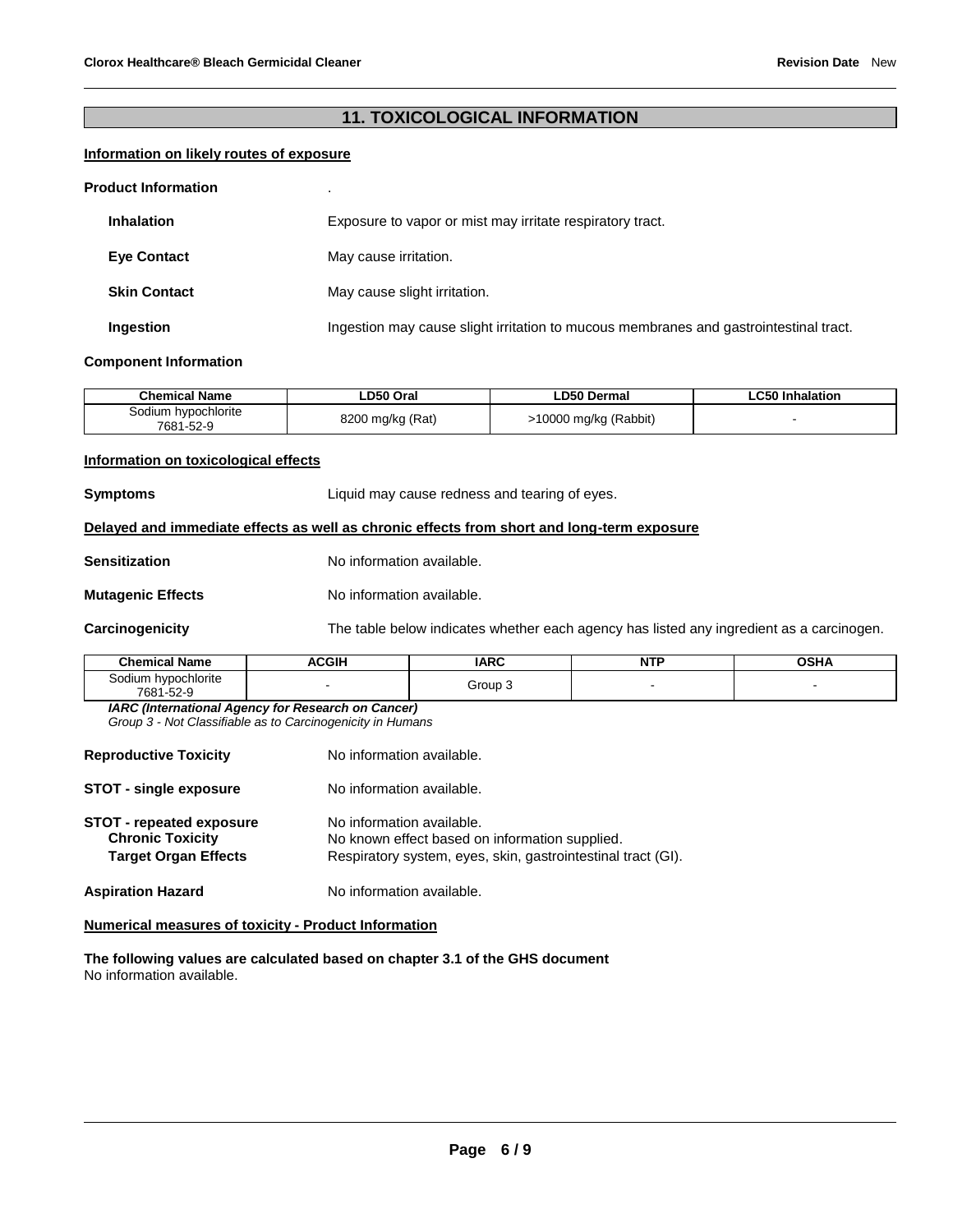## 11. TOXICOLOGICAL INFORMATION

**Information on likely routes of exposure**

**Product Information** .

**Inhalation** Exposure to vapor or mist may irritate respiratory tract.

**Eye Contact** May cause irritation.

**Skin Contact** May cause slight irritation.

**Ingestion** Ingestion may cause slight irritation to mucous membranes and gastrointestinal tract.

**Component Information**

| Chemical Name | LD50 Oral | LD50 Dermal | LC50 Inhalation |
|---|---|---|---|
| Sodium hypochlorite 7681-52-9 | 8200 mg/kg (Rat) | >10000 mg/kg (Rabbit) | - |

**Information on toxicological effects**

**Symptoms** Liquid may cause redness and tearing of eyes.

**Delayed and immediate effects as well as chronic effects from short and long-term exposure**

**Sensitization** No information available.

**Mutagenic Effects** No information available.

**Carcinogenicity** The table below indicates whether each agency has listed any ingredient as a carcinogen.

| Chemical Name | ACGIH | IARC | NTP | OSHA |
|---|---|---|---|---|
| Sodium hypochlorite 7681-52-9 | - | Group 3 | - | - |

***IARC (International Agency for Research on Cancer)***
*Group 3 - Not Classifiable as to Carcinogenicity in Humans*

**Reproductive Toxicity** No information available.

**STOT - single exposure** No information available.

**STOT - repeated exposure** No information available.
**Chronic Toxicity** No known effect based on information supplied.
**Target Organ Effects** Respiratory system, eyes, skin, gastrointestinal tract (GI).

**Aspiration Hazard** No information available.

**Numerical measures of toxicity - Product Information**

**The following values are calculated based on chapter 3.1 of the GHS document**
No information available.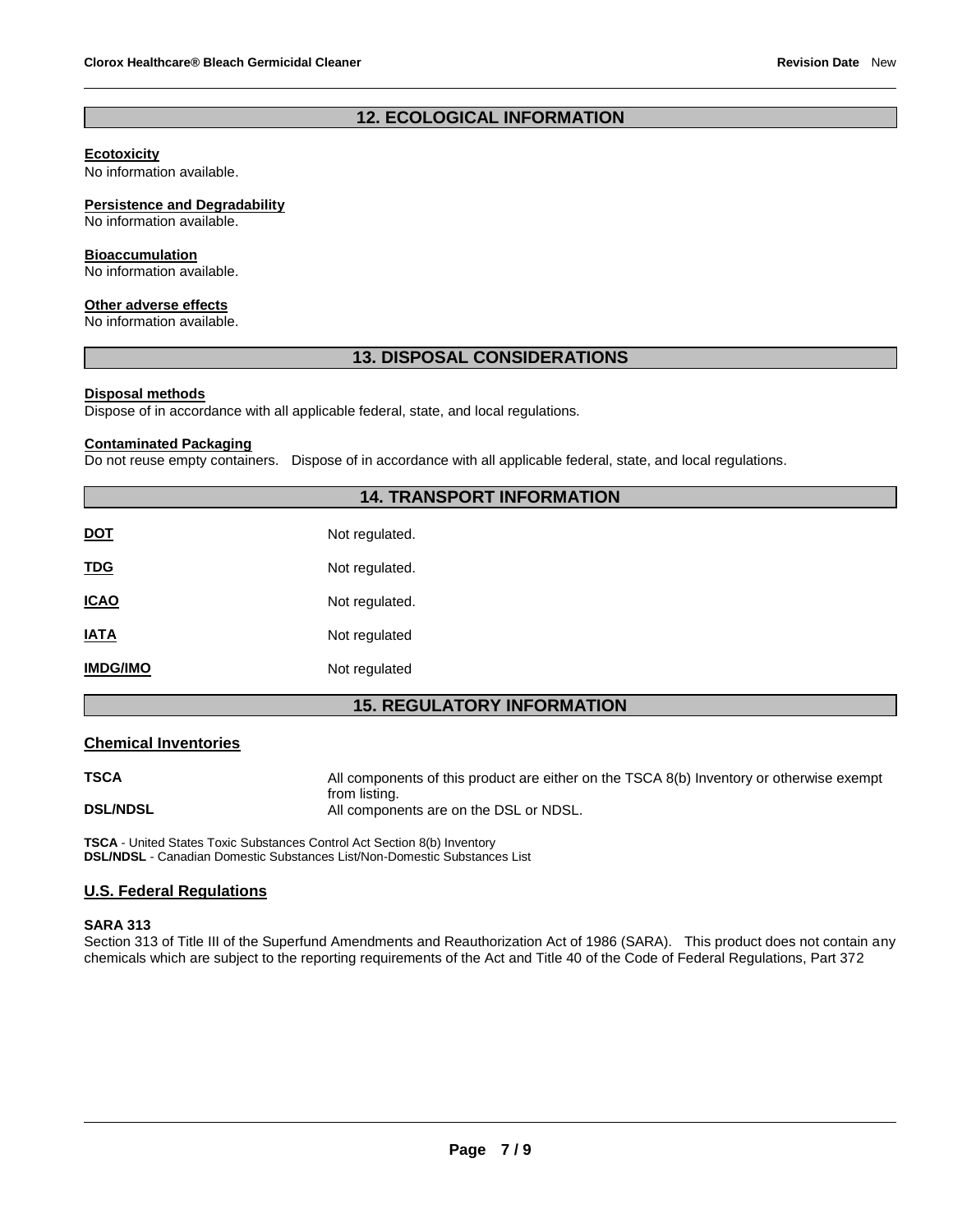## 12. ECOLOGICAL INFORMATION

**Ecotoxicity**
No information available.

**Persistence and Degradability**
No information available.

**Bioaccumulation**
No information available.

**Other adverse effects**
No information available.

## 13. DISPOSAL CONSIDERATIONS

**Disposal methods**
Dispose of in accordance with all applicable federal, state, and local regulations.

**Contaminated Packaging**
Do not reuse empty containers. Dispose of in accordance with all applicable federal, state, and local regulations.

## 14. TRANSPORT INFORMATION

| | |
|---|---|
| **DOT** | Not regulated. |
| **TDG** | Not regulated. |
| **ICAO** | Not regulated. |
| **IATA** | Not regulated |
| **IMDG/IMO** | Not regulated |

## 15. REGULATORY INFORMATION

### Chemical Inventories

| | |
|---|---|
| **TSCA** | All components of this product are either on the TSCA 8(b) Inventory or otherwise exempt from listing. |
| **DSL/NDSL** | All components are on the DSL or NDSL. |

**TSCA** - United States Toxic Substances Control Act Section 8(b) Inventory
**DSL/NDSL** - Canadian Domestic Substances List/Non-Domestic Substances List

### U.S. Federal Regulations

**SARA 313**
Section 313 of Title III of the Superfund Amendments and Reauthorization Act of 1986 (SARA). This product does not contain any chemicals which are subject to the reporting requirements of the Act and Title 40 of the Code of Federal Regulations, Part 372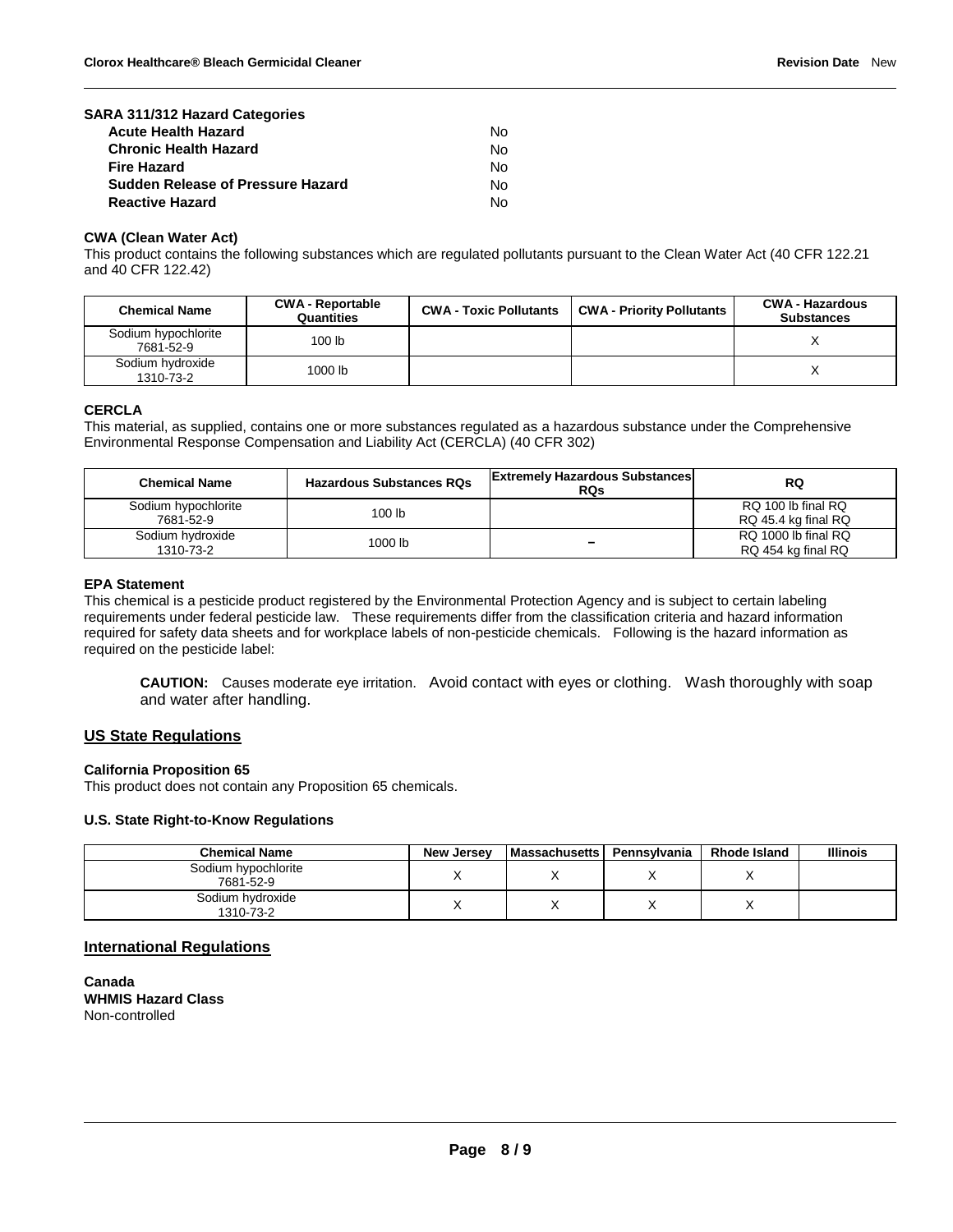**SARA 311/312 Hazard Categories**

| | |
|---|---|
| **Acute Health Hazard** | No |
| **Chronic Health Hazard** | No |
| **Fire Hazard** | No |
| **Sudden Release of Pressure Hazard** | No |
| **Reactive Hazard** | No |

**CWA (Clean Water Act)**

This product contains the following substances which are regulated pollutants pursuant to the Clean Water Act (40 CFR 122.21 and 40 CFR 122.42)

| Chemical Name | CWA - Reportable Quantities | CWA - Toxic Pollutants | CWA - Priority Pollutants | CWA - Hazardous Substances |
|---|---|---|---|---|
| Sodium hypochlorite 7681-52-9 | 100 lb | | | X |
| Sodium hydroxide 1310-73-2 | 1000 lb | | | X |

**CERCLA**

This material, as supplied, contains one or more substances regulated as a hazardous substance under the Comprehensive Environmental Response Compensation and Liability Act (CERCLA) (40 CFR 302)

| Chemical Name | Hazardous Substances RQs | Extremely Hazardous Substances RQs | RQ |
|---|---|---|---|
| Sodium hypochlorite 7681-52-9 | 100 lb | | RQ 100 lb final RQ RQ 45.4 kg final RQ |
| Sodium hydroxide 1310-73-2 | 1000 lb | – | RQ 1000 lb final RQ RQ 454 kg final RQ |

**EPA Statement**

This chemical is a pesticide product registered by the Environmental Protection Agency and is subject to certain labeling requirements under federal pesticide law. These requirements differ from the classification criteria and hazard information required for safety data sheets and for workplace labels of non-pesticide chemicals. Following is the hazard information as required on the pesticide label:

> **CAUTION:** Causes moderate eye irritation. Avoid contact with eyes or clothing. Wash thoroughly with soap and water after handling.

## US State Regulations

**California Proposition 65**

This product does not contain any Proposition 65 chemicals.

**U.S. State Right-to-Know Regulations**

| Chemical Name | New Jersey | Massachusetts | Pennsylvania | Rhode Island | Illinois |
|---|---|---|---|---|---|
| Sodium hypochlorite 7681-52-9 | X | X | X | X | |
| Sodium hydroxide 1310-73-2 | X | X | X | X | |

## International Regulations

**Canada**
**WHMIS Hazard Class**
Non-controlled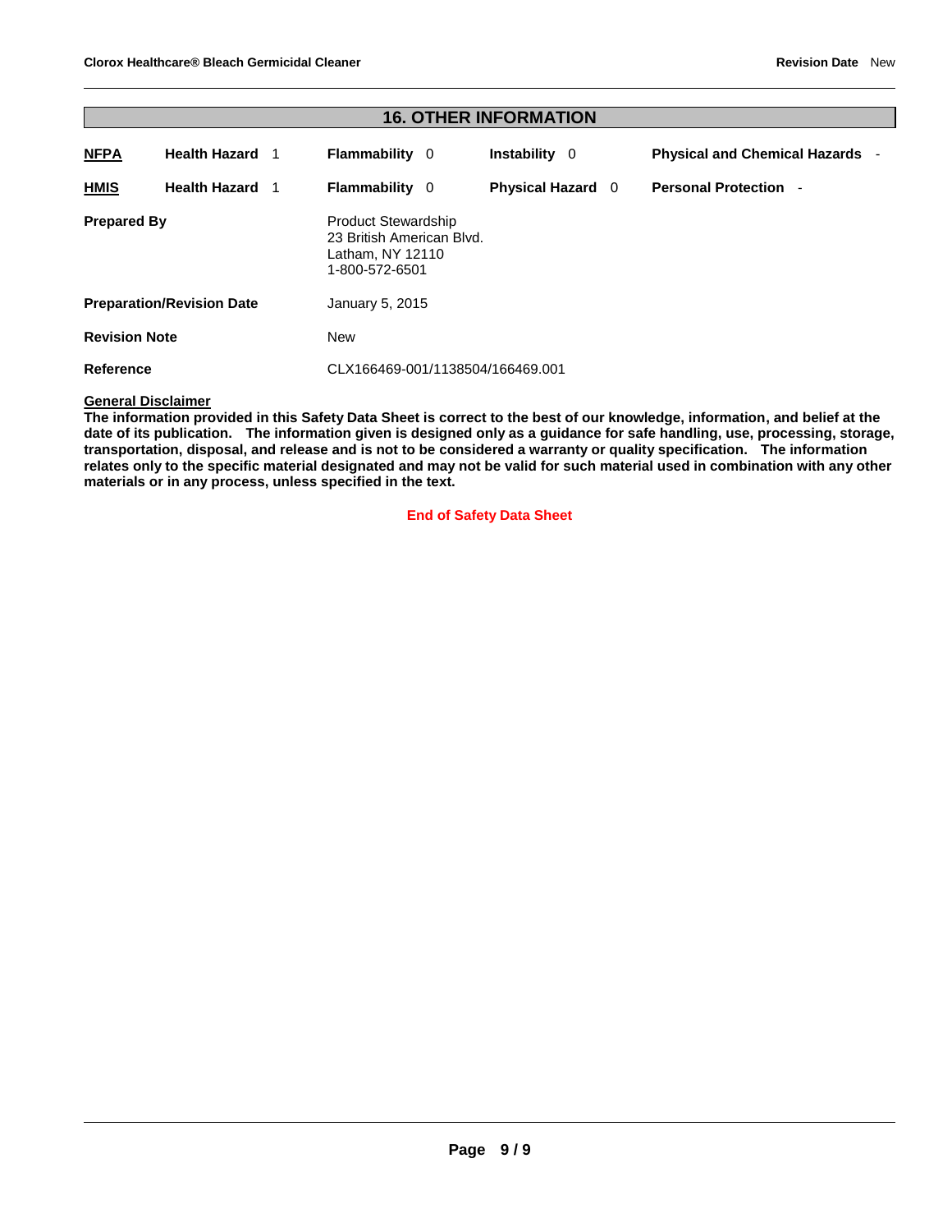## 16. OTHER INFORMATION

| | | | | |
|---|---|---|---|---|
| **NFPA** | **Health Hazard** 1 | **Flammability** 0 | **Instability** 0 | **Physical and Chemical Hazards** - |
| **HMIS** | **Health Hazard** 1 | **Flammability** 0 | **Physical Hazard** 0 | **Personal Protection** - |

**Prepared By**
Product Stewardship
23 British American Blvd.
Latham, NY 12110
1-800-572-6501

**Preparation/Revision Date** January 5, 2015

**Revision Note** New

**Reference** CLX166469-001/1138504/166469.001

**General Disclaimer**

**The information provided in this Safety Data Sheet is correct to the best of our knowledge, information, and belief at the date of its publication. The information given is designed only as a guidance for safe handling, use, processing, storage, transportation, disposal, and release and is not to be considered a warranty or quality specification. The information relates only to the specific material designated and may not be valid for such material used in combination with any other materials or in any process, unless specified in the text.**

**End of Safety Data Sheet**